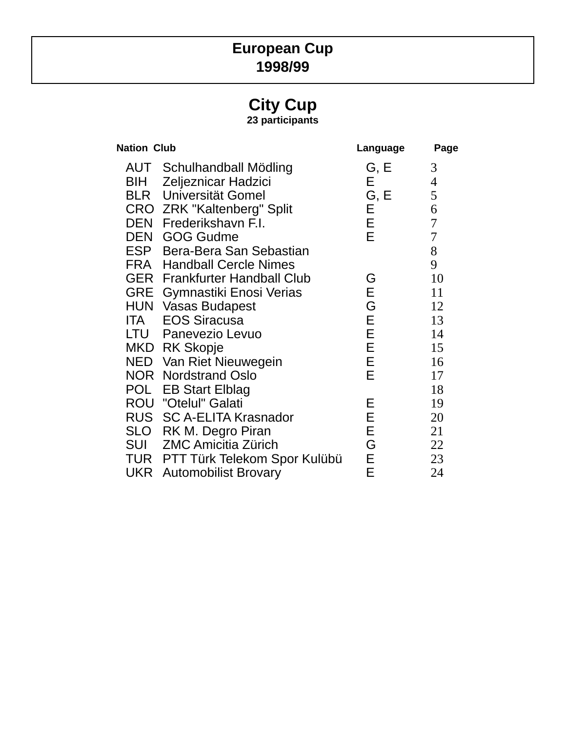# European Cup
# 1998/99

## City Cup

**23 participants**

| Nation | Club | Language | Page |
|---|---|---|---|
| AUT | Schulhandball Mödling | G, E | 3 |
| BIH | Zeljeznicar Hadzici | E | 4 |
| BLR | Universität Gomel | G, E | 5 |
| CRO | ZRK "Kaltenberg" Split | E | 6 |
| DEN | Frederikshavn F.I. | E | 7 |
| DEN | GOG Gudme | E | 7 |
| ESP | Bera-Bera San Sebastian | | 8 |
| FRA | Handball Cercle Nimes | | 9 |
| GER | Frankfurter Handball Club | G | 10 |
| GRE | Gymnastiki Enosi Verias | E | 11 |
| HUN | Vasas Budapest | G | 12 |
| ITA | EOS Siracusa | E | 13 |
| LTU | Panevezio Levuo | E | 14 |
| MKD | RK Skopje | E | 15 |
| NED | Van Riet Nieuwegein | E | 16 |
| NOR | Nordstrand Oslo | E | 17 |
| POL | EB Start Elblag | | 18 |
| ROU | "Otelul" Galati | E | 19 |
| RUS | SC A-ELITA Krasnador | E | 20 |
| SLO | RK M. Degro Piran | E | 21 |
| SUI | ZMC Amicitia Zürich | G | 22 |
| TUR | PTT Türk Telekom Spor Kulübü | E | 23 |
| UKR | Automobilist Brovary | E | 24 |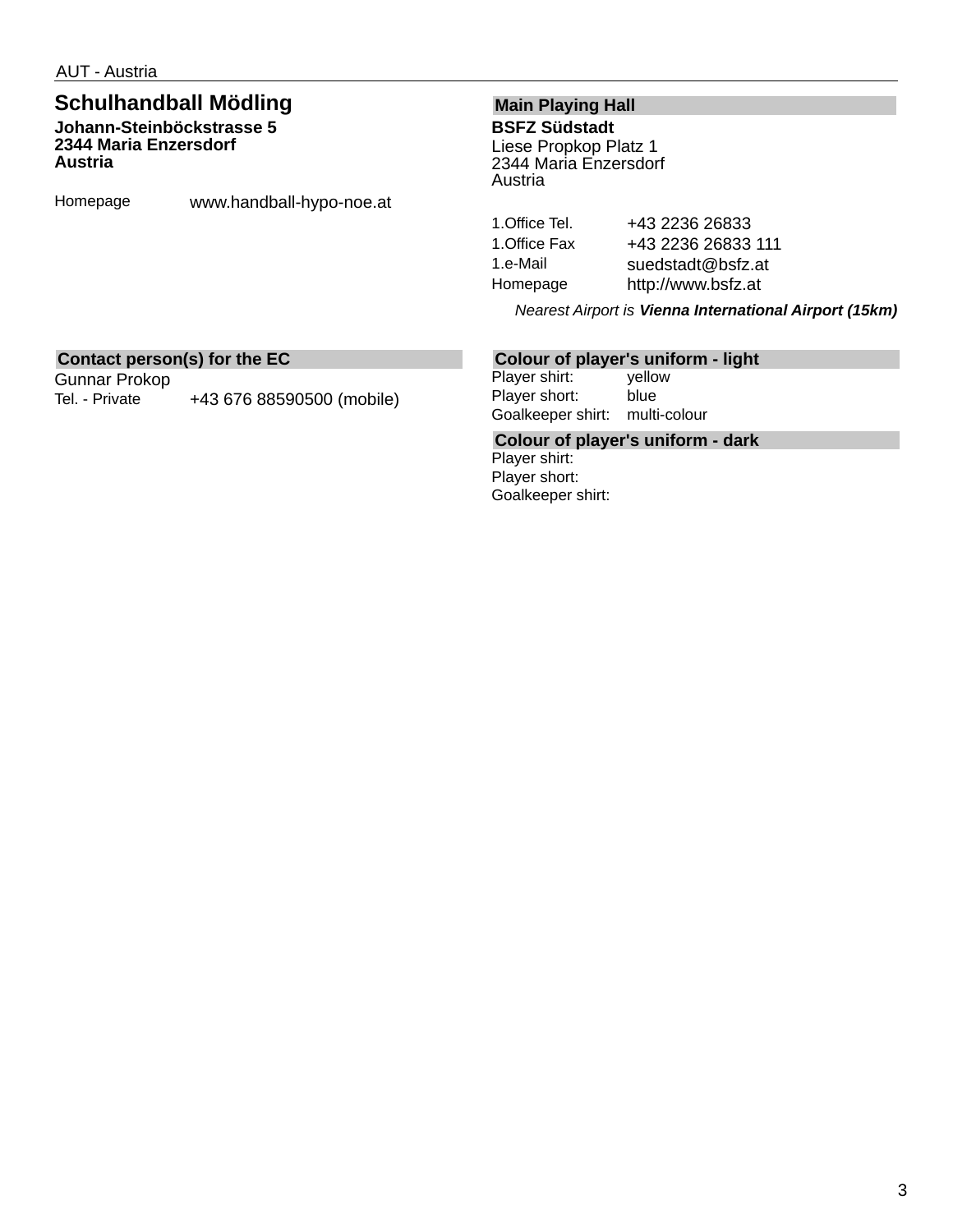AUT - Austria

## Schulhandball Mödling

**Johann-Steinböckstrasse 5**
**2344 Maria Enzersdorf**
**Austria**

Homepage www.handball-hypo-noe.at

### Main Playing Hall

**BSFZ Südstadt**
Liese Propkop Platz 1
2344 Maria Enzersdorf
Austria

| | |
|---|---|
| 1.Office Tel. | +43 2236 26833 |
| 1.Office Fax | +43 2236 26833 111 |
| 1.e-Mail | suedstadt@bsfz.at |
| Homepage | http://www.bsfz.at |

*Nearest Airport is **Vienna International Airport (15km)***

### Contact person(s) for the EC

Gunnar Prokop
Tel. - Private +43 676 88590500 (mobile)

### Colour of player's uniform - light

| | |
|---|---|
| Player shirt: | yellow |
| Player short: | blue |
| Goalkeeper shirt: | multi-colour |

### Colour of player's uniform - dark

| | |
|---|---|
| Player shirt: | |
| Player short: | |
| Goalkeeper shirt: | |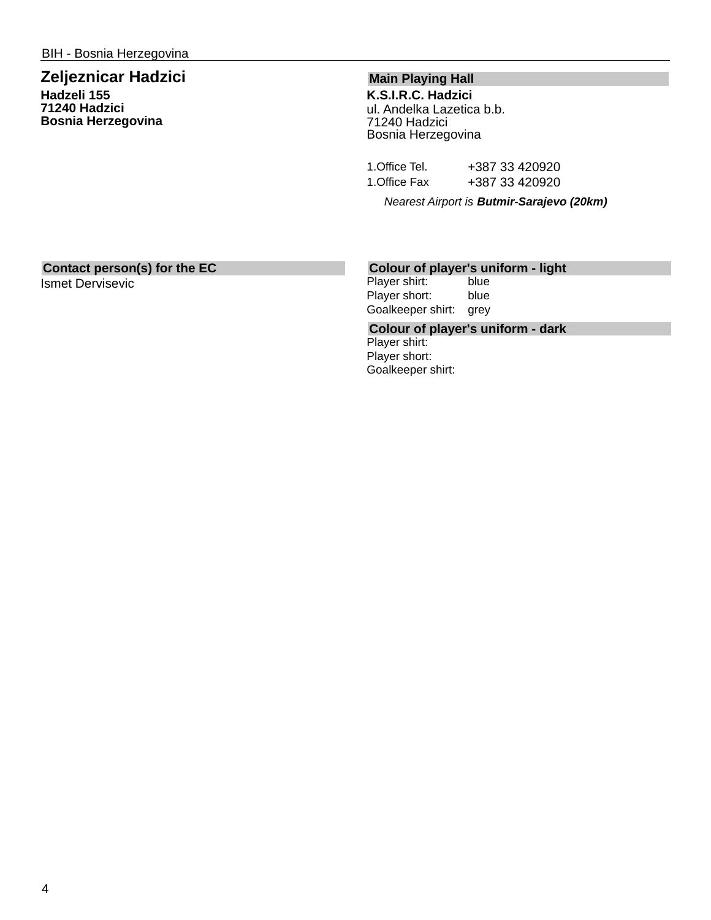BIH - Bosnia Herzegovina

## Zeljeznicar Hadzici

**Hadzeli 155**
**71240 Hadzici**
**Bosnia Herzegovina**

### Main Playing Hall

**K.S.I.R.C. Hadzici**
ul. Andelka Lazetica b.b.
71240 Hadzici
Bosnia Herzegovina

| | |
|---|---|
| 1.Office Tel. | +387 33 420920 |
| 1.Office Fax | +387 33 420920 |

*Nearest Airport is* ***Butmir-Sarajevo (20km)***

### Contact person(s) for the EC

Ismet Dervisevic

### Colour of player's uniform - light

| | |
|---|---|
| Player shirt: | blue |
| Player short: | blue |
| Goalkeeper shirt: | grey |

### Colour of player's uniform - dark

| | |
|---|---|
| Player shirt: | |
| Player short: | |
| Goalkeeper shirt: | |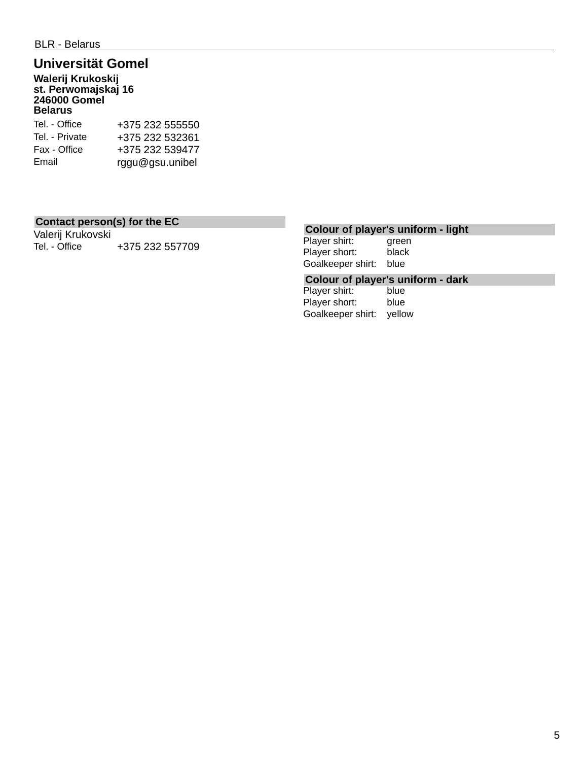BLR - Belarus

## Universität Gomel

**Walerij Krukoskij**
**st. Perwomajskaj 16**
**246000 Gomel**
**Belarus**

| | |
|---|---|
| Tel. - Office | +375 232 555550 |
| Tel. - Private | +375 232 532361 |
| Fax - Office | +375 232 539477 |
| Email | rggu@gsu.unibel |

**Contact person(s) for the EC**

Valerij Krukovski

| | |
|---|---|
| Tel. - Office | +375 232 557709 |

**Colour of player's uniform - light**

| | |
|---|---|
| Player shirt: | green |
| Player short: | black |
| Goalkeeper shirt: | blue |

**Colour of player's uniform - dark**

| | |
|---|---|
| Player shirt: | blue |
| Player short: | blue |
| Goalkeeper shirt: | yellow |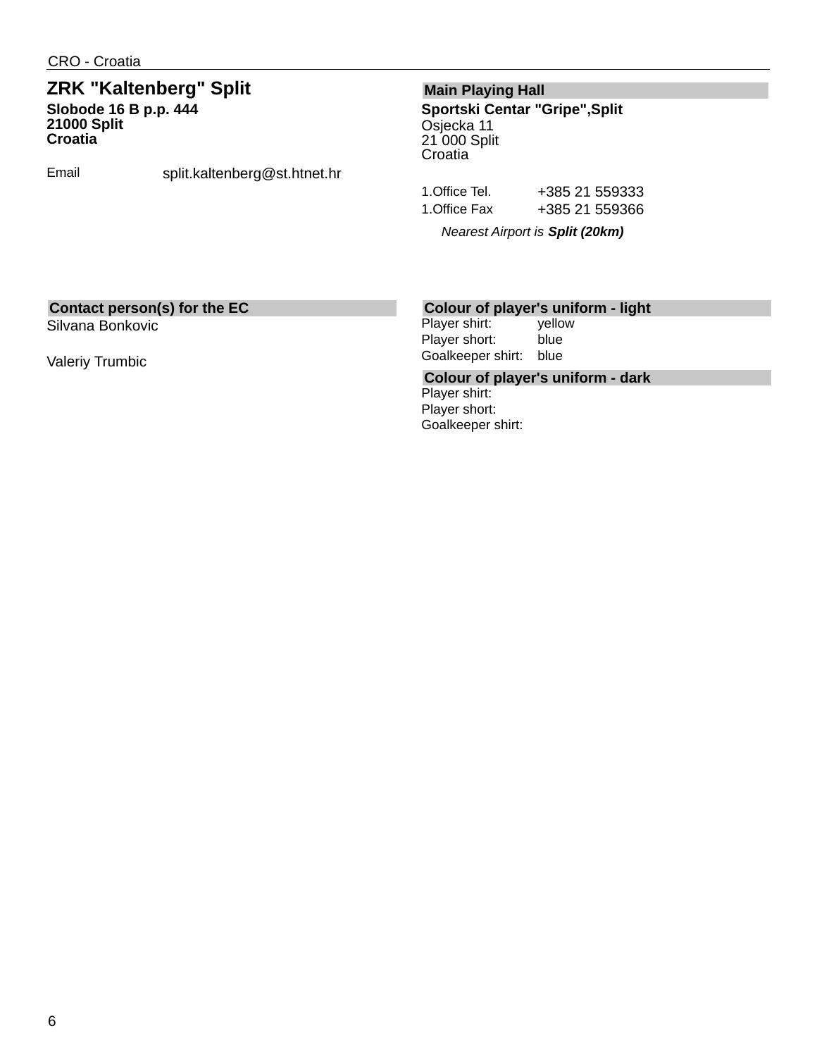CRO - Croatia

## ZRK "Kaltenberg" Split

**Slobode 16 B p.p. 444**
**21000 Split**
**Croatia**

Email split.kaltenberg@st.htnet.hr

### Main Playing Hall

**Sportski Centar "Gripe",Split**
Osjecka 11
21 000 Split
Croatia

1.Office Tel. +385 21 559333
1.Office Fax +385 21 559366

*Nearest Airport is **Split (20km)***

### Contact person(s) for the EC

Silvana Bonkovic

Valeriy Trumbic

### Colour of player's uniform - light

| | |
|---|---|
| Player shirt: | yellow |
| Player short: | blue |
| Goalkeeper shirt: | blue |

### Colour of player's uniform - dark

| | |
|---|---|
| Player shirt: | |
| Player short: | |
| Goalkeeper shirt: | |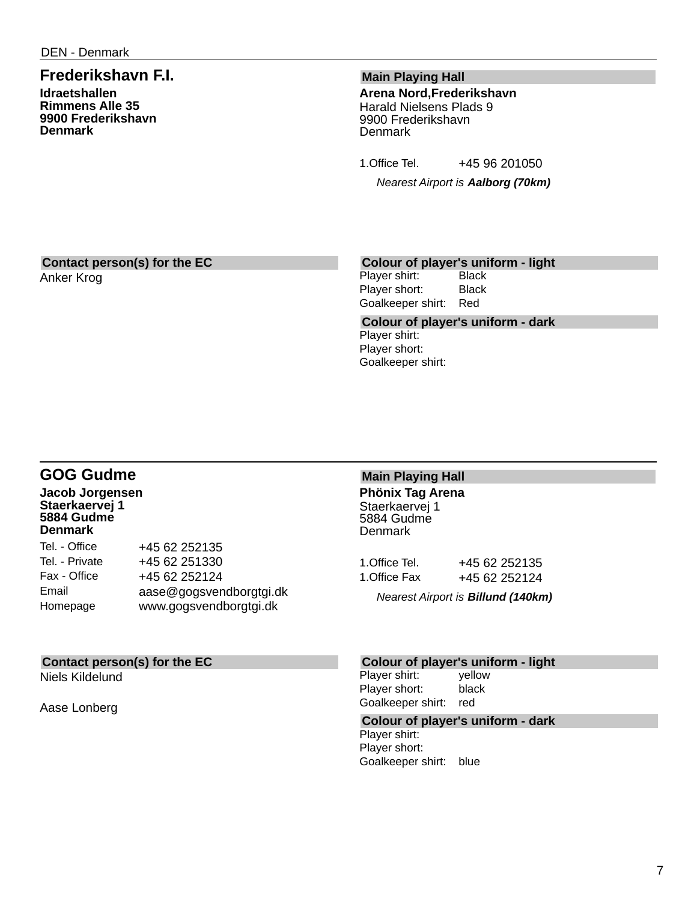DEN - Denmark

## Frederikshavn F.I.

**Idraetshallen**
**Rimmens Alle 35**
**9900 Frederikshavn**
**Denmark**

### Main Playing Hall

**Arena Nord,Frederikshavn**
Harald Nielsens Plads 9
9900 Frederikshavn
Denmark

| | |
|---|---|
| 1.Office Tel. | +45 96 201050 |

*Nearest Airport is **Aalborg (70km)***

### Contact person(s) for the EC

Anker Krog

### Colour of player's uniform - light

| | |
|---|---|
| Player shirt: | Black |
| Player short: | Black |
| Goalkeeper shirt: | Red |

### Colour of player's uniform - dark

| | |
|---|---|
| Player shirt: | |
| Player short: | |
| Goalkeeper shirt: | |

---

## GOG Gudme

**Jacob Jorgensen**
**Staerkaervej 1**
**5884 Gudme**
**Denmark**

| | |
|---|---|
| Tel. - Office | +45 62 252135 |
| Tel. - Private | +45 62 251330 |
| Fax - Office | +45 62 252124 |
| Email | aase@gogsvendborgtgi.dk |
| Homepage | www.gogsvendborgtgi.dk |

### Main Playing Hall

**Phönix Tag Arena**
Staerkaervej 1
5884 Gudme
Denmark

| | |
|---|---|
| 1.Office Tel. | +45 62 252135 |
| 1.Office Fax | +45 62 252124 |

*Nearest Airport is **Billund (140km)***

### Contact person(s) for the EC

Niels Kildelund

Aase Lonberg

### Colour of player's uniform - light

| | |
|---|---|
| Player shirt: | yellow |
| Player short: | black |
| Goalkeeper shirt: | red |

### Colour of player's uniform - dark

| | |
|---|---|
| Player shirt: | |
| Player short: | |
| Goalkeeper shirt: | blue |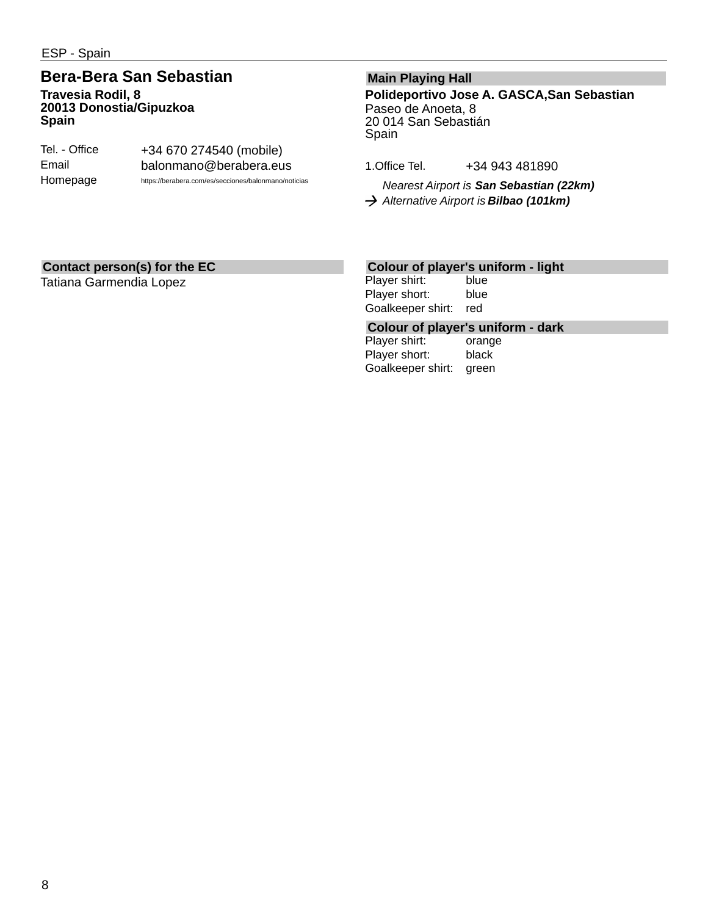ESP - Spain

## Bera-Bera San Sebastian

**Travesia Rodil, 8**
**20013 Donostia/Gipuzkoa**
**Spain**

| | |
|---|---|
| Tel. - Office | +34 670 274540 (mobile) |
| Email | balonmano@berabera.eus |
| Homepage | https://berabera.com/es/secciones/balonmano/noticias |

### Main Playing Hall

**Polideportivo Jose A. GASCA,San Sebastian**
Paseo de Anoeta, 8
20 014 San Sebastián
Spain

| | |
|---|---|
| 1.Office Tel. | +34 943 481890 |

*Nearest Airport is* ***San Sebastian (22km)***
→ *Alternative Airport is* ***Bilbao (101km)***

### Contact person(s) for the EC

Tatiana Garmendia Lopez

### Colour of player's uniform - light

| | |
|---|---|
| Player shirt: | blue |
| Player short: | blue |
| Goalkeeper shirt: | red |

### Colour of player's uniform - dark

| | |
|---|---|
| Player shirt: | orange |
| Player short: | black |
| Goalkeeper shirt: | green |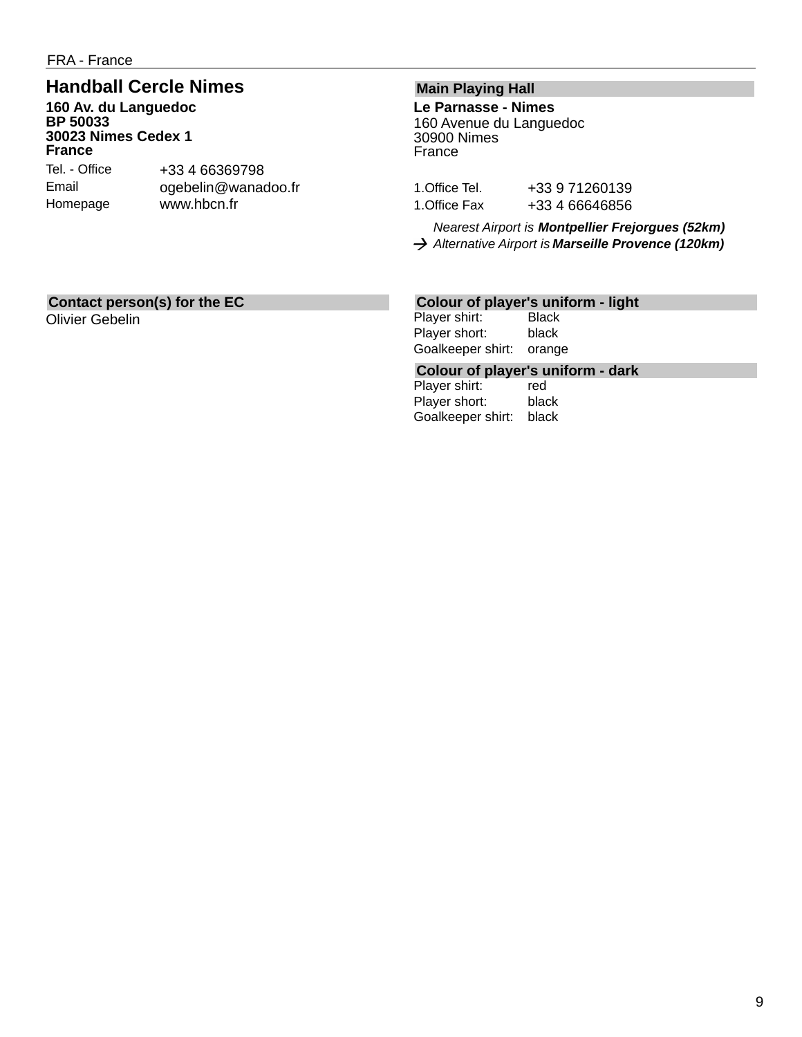FRA - France

## Handball Cercle Nimes

**160 Av. du Languedoc**
**BP 50033**
**30023 Nimes Cedex 1**
**France**

| | |
|---|---|
| Tel. - Office | +33 4 66369798 |
| Email | ogebelin@wanadoo.fr |
| Homepage | www.hbcn.fr |

### Main Playing Hall

**Le Parnasse - Nimes**
160 Avenue du Languedoc
30900 Nimes
France

| | |
|---|---|
| 1.Office Tel. | +33 9 71260139 |
| 1.Office Fax | +33 4 66646856 |

*Nearest Airport is* ***Montpellier Frejorgues (52km)***
→ *Alternative Airport is* ***Marseille Provence (120km)***

### Contact person(s) for the EC

Olivier Gebelin

### Colour of player's uniform - light

| | |
|---|---|
| Player shirt: | Black |
| Player short: | black |
| Goalkeeper shirt: | orange |

### Colour of player's uniform - dark

| | |
|---|---|
| Player shirt: | red |
| Player short: | black |
| Goalkeeper shirt: | black |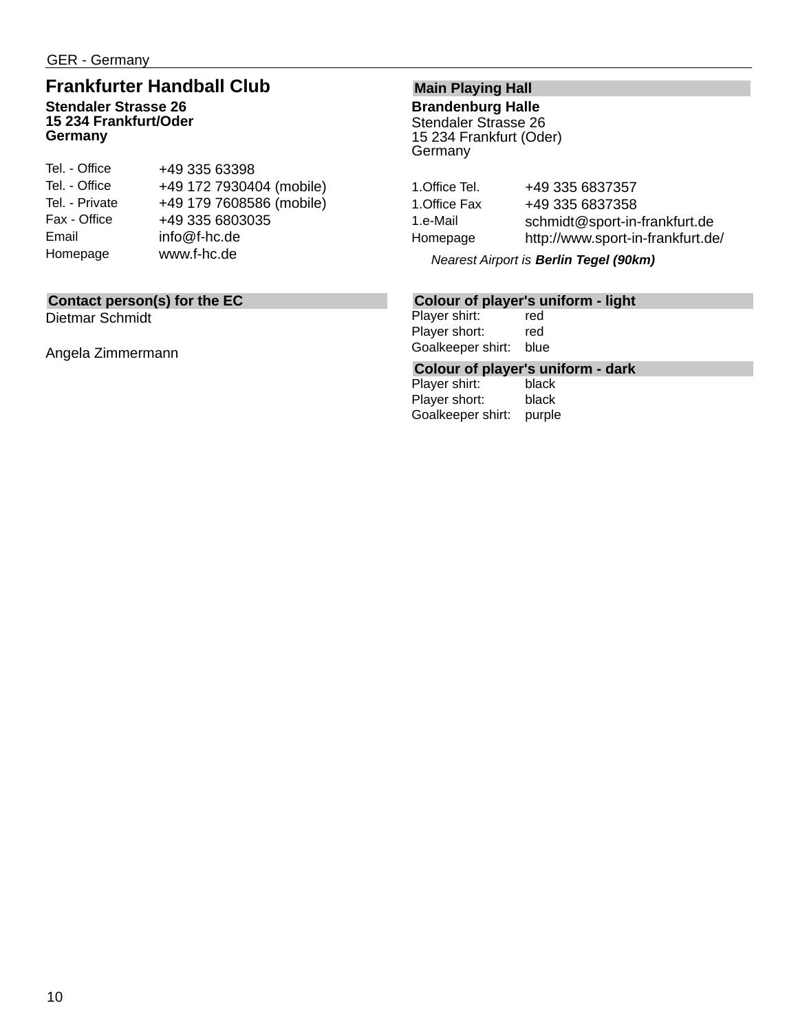GER - Germany

## Frankfurter Handball Club

**Stendaler Strasse 26**
**15 234 Frankfurt/Oder**
**Germany**

| | |
|---|---|
| Tel. - Office | +49 335 63398 |
| Tel. - Office | +49 172 7930404 (mobile) |
| Tel. - Private | +49 179 7608586 (mobile) |
| Fax - Office | +49 335 6803035 |
| Email | info@f-hc.de |
| Homepage | www.f-hc.de |

### Contact person(s) for the EC

Dietmar Schmidt

Angela Zimmermann

### Main Playing Hall

**Brandenburg Halle**
Stendaler Strasse 26
15 234 Frankfurt (Oder)
Germany

| | |
|---|---|
| 1.Office Tel. | +49 335 6837357 |
| 1.Office Fax | +49 335 6837358 |
| 1.e-Mail | schmidt@sport-in-frankfurt.de |
| Homepage | http://www.sport-in-frankfurt.de/ |

*Nearest Airport is **Berlin Tegel (90km)***

### Colour of player's uniform - light

| | |
|---|---|
| Player shirt: | red |
| Player short: | red |
| Goalkeeper shirt: | blue |

### Colour of player's uniform - dark

| | |
|---|---|
| Player shirt: | black |
| Player short: | black |
| Goalkeeper shirt: | purple |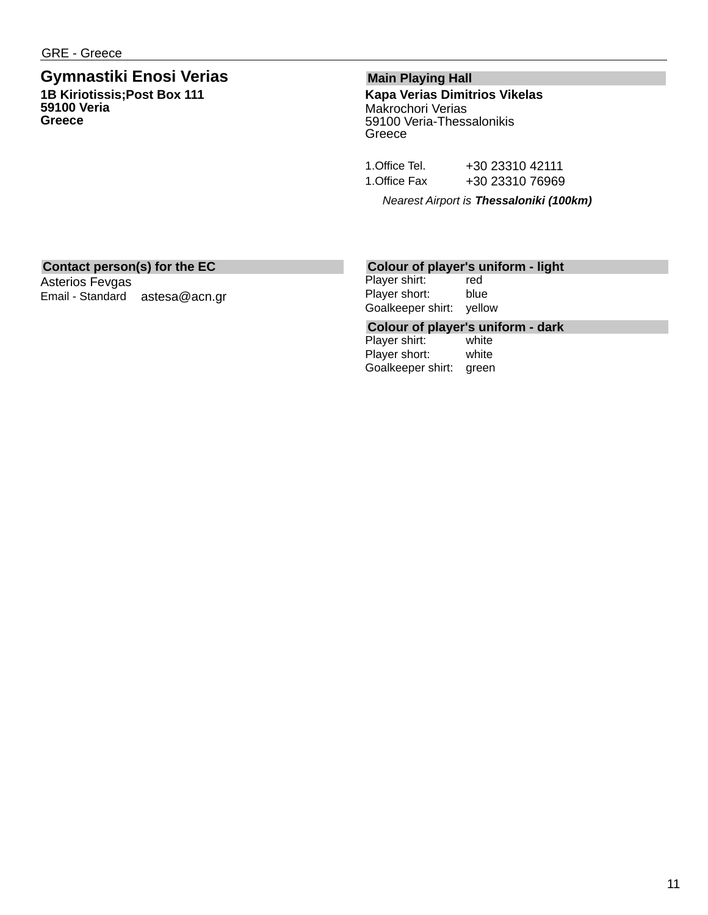GRE - Greece

## Gymnastiki Enosi Verias

**1B Kiriotissis;Post Box 111**
**59100 Veria**
**Greece**

### Main Playing Hall

**Kapa Verias Dimitrios Vikelas**
Makrochori Verias
59100 Veria-Thessalonikis
Greece

| | |
|---|---|
| 1.Office Tel. | +30 23310 42111 |
| 1.Office Fax | +30 23310 76969 |

*Nearest Airport is **Thessaloniki (100km)***

### Contact person(s) for the EC

Asterios Fevgas
Email - Standard astesa@acn.gr

### Colour of player's uniform - light

| | |
|---|---|
| Player shirt: | red |
| Player short: | blue |
| Goalkeeper shirt: | yellow |

### Colour of player's uniform - dark

| | |
|---|---|
| Player shirt: | white |
| Player short: | white |
| Goalkeeper shirt: | green |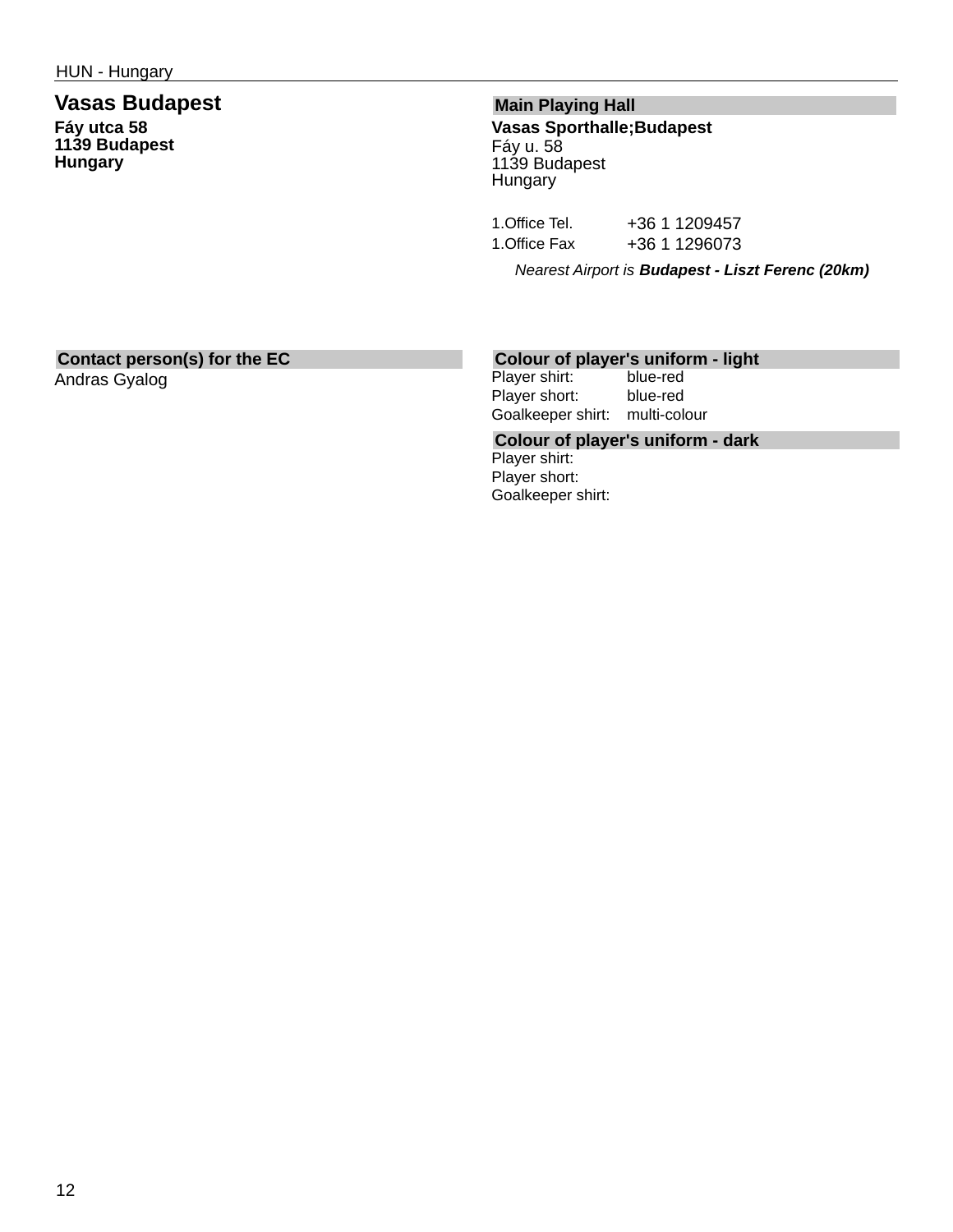HUN - Hungary

## Vasas Budapest

**Fáy utca 58**
**1139 Budapest**
**Hungary**

### Main Playing Hall

**Vasas Sporthalle;Budapest**
Fáy u. 58
1139 Budapest
Hungary

| | |
|---|---|
| 1.Office Tel. | +36 1 1209457 |
| 1.Office Fax | +36 1 1296073 |

*Nearest Airport is **Budapest - Liszt Ferenc (20km)***

### Contact person(s) for the EC

Andras Gyalog

### Colour of player's uniform - light

| | |
|---|---|
| Player shirt: | blue-red |
| Player short: | blue-red |
| Goalkeeper shirt: | multi-colour |

### Colour of player's uniform - dark

| | |
|---|---|
| Player shirt: | |
| Player short: | |
| Goalkeeper shirt: | |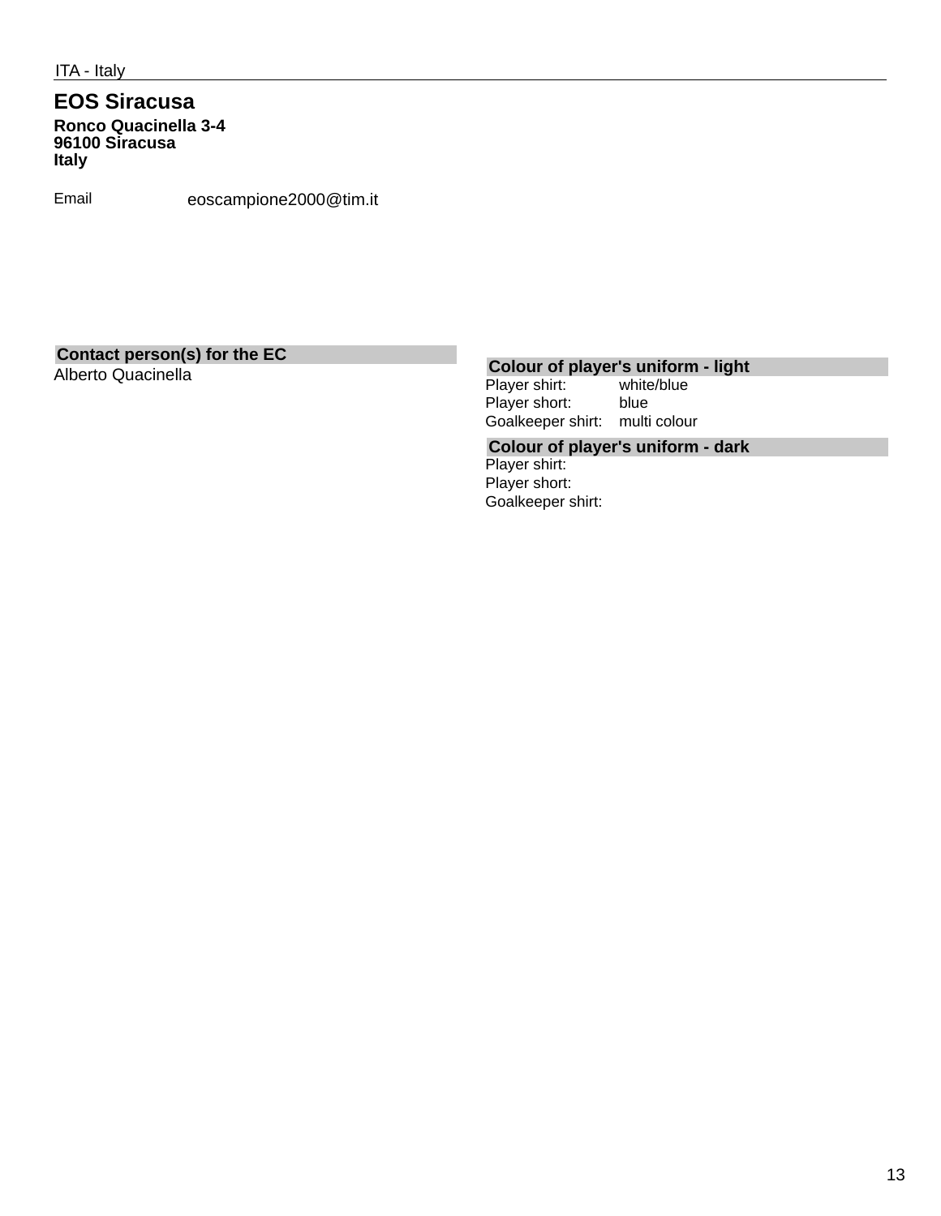ITA - Italy

## EOS Siracusa

**Ronco Quacinella 3-4**
**96100 Siracusa**
**Italy**

Email eoscampione2000@tim.it

**Contact person(s) for the EC**

Alberto Quacinella

**Colour of player's uniform - light**

| | |
|---|---|
| Player shirt: | white/blue |
| Player short: | blue |
| Goalkeeper shirt: | multi colour |

**Colour of player's uniform - dark**

| | |
|---|---|
| Player shirt: | |
| Player short: | |
| Goalkeeper shirt: | |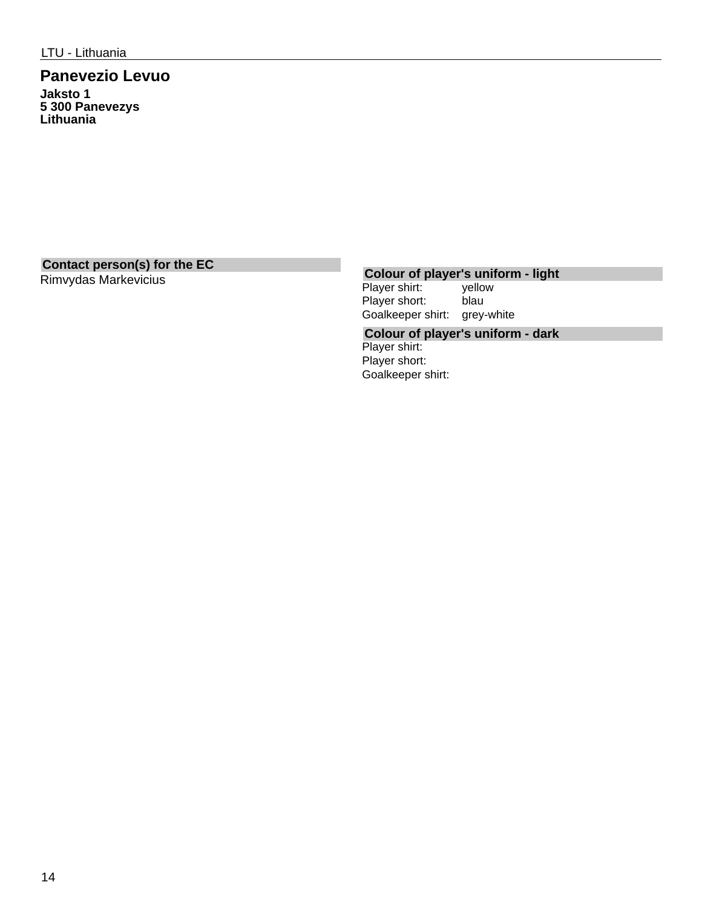LTU - Lithuania

## Panevezio Levuo

**Jaksto 1**
**5 300 Panevezys**
**Lithuania**

### Contact person(s) for the EC

Rimvydas Markevicius

### Colour of player's uniform - light

| | |
|---|---|
| Player shirt: | yellow |
| Player short: | blau |
| Goalkeeper shirt: | grey-white |

### Colour of player's uniform - dark

| | |
|---|---|
| Player shirt: | |
| Player short: | |
| Goalkeeper shirt: | |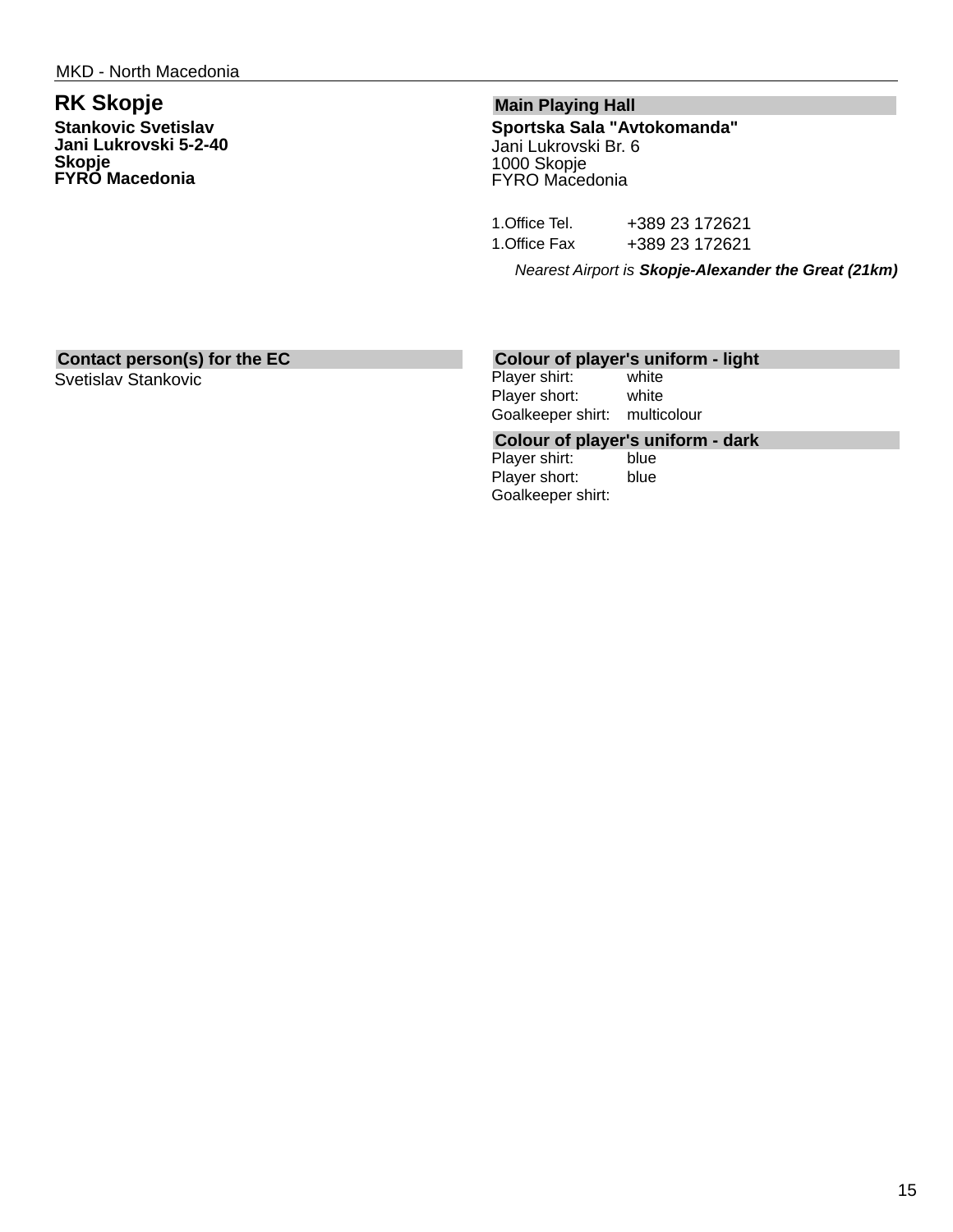MKD - North Macedonia

## RK Skopje

**Stankovic Svetislav**
**Jani Lukrovski 5-2-40**
**Skopje**
**FYRO Macedonia**

### Main Playing Hall

**Sportska Sala "Avtokomanda"**
Jani Lukrovski Br. 6
1000 Skopje
FYRO Macedonia

| | |
|---|---|
| 1.Office Tel. | +389 23 172621 |
| 1.Office Fax | +389 23 172621 |

*Nearest Airport is **Skopje-Alexander the Great (21km)***

### Contact person(s) for the EC

Svetislav Stankovic

### Colour of player's uniform - light

| | |
|---|---|
| Player shirt: | white |
| Player short: | white |
| Goalkeeper shirt: | multicolour |

### Colour of player's uniform - dark

| | |
|---|---|
| Player shirt: | blue |
| Player short: | blue |
| Goalkeeper shirt: | |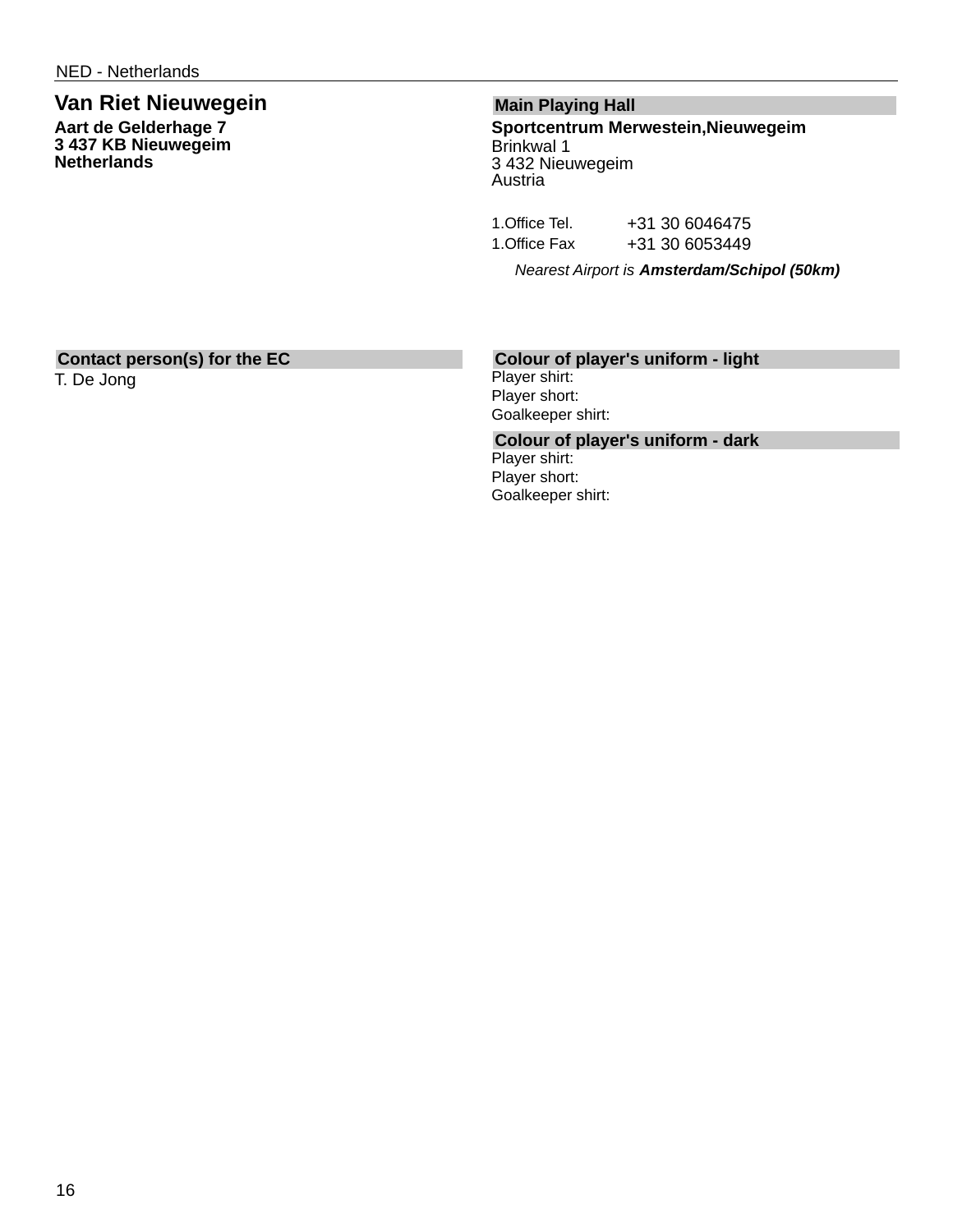NED - Netherlands

## Van Riet Nieuwegein

**Aart de Gelderhage 7**
**3 437 KB Nieuwegeim**
**Netherlands**

### Main Playing Hall

**Sportcentrum Merwestein,Nieuwegeim**
Brinkwal 1
3 432 Nieuwegeim
Austria

| | |
|---|---|
| 1.Office Tel. | +31 30 6046475 |
| 1.Office Fax | +31 30 6053449 |

*Nearest Airport is **Amsterdam/Schipol (50km)***

### Contact person(s) for the EC

T. De Jong

### Colour of player's uniform - light

Player shirt:
Player short:
Goalkeeper shirt:

### Colour of player's uniform - dark

Player shirt:
Player short:
Goalkeeper shirt: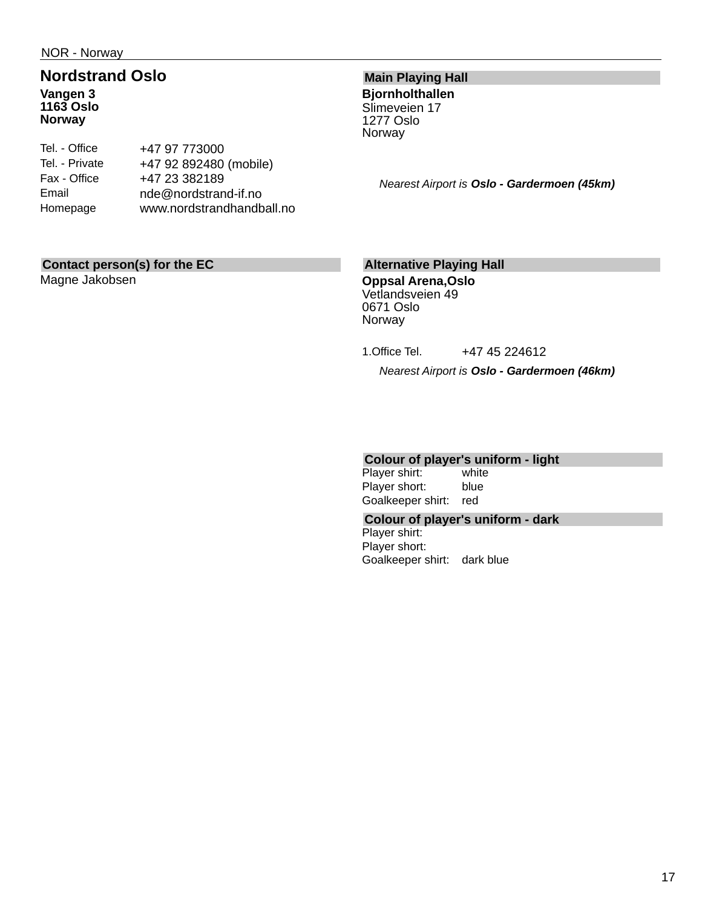NOR - Norway

## Nordstrand Oslo

**Vangen 3**
**1163 Oslo**
**Norway**

| | |
|---|---|
| Tel. - Office | +47 97 773000 |
| Tel. - Private | +47 92 892480 (mobile) |
| Fax - Office | +47 23 382189 |
| Email | nde@nordstrand-if.no |
| Homepage | www.nordstrandhandball.no |

### Contact person(s) for the EC

Magne Jakobsen

### Main Playing Hall

**Bjornholthallen**
Slimeveien 17
1277 Oslo
Norway

*Nearest Airport is **Oslo - Gardermoen (45km)***

### Alternative Playing Hall

**Oppsal Arena,Oslo**
Vetlandsveien 49
0671 Oslo
Norway

| | |
|---|---|
| 1.Office Tel. | +47 45 224612 |

*Nearest Airport is **Oslo - Gardermoen (46km)***

### Colour of player's uniform - light

| | |
|---|---|
| Player shirt: | white |
| Player short: | blue |
| Goalkeeper shirt: | red |

### Colour of player's uniform - dark

| | |
|---|---|
| Player shirt: | |
| Player short: | |
| Goalkeeper shirt: | dark blue |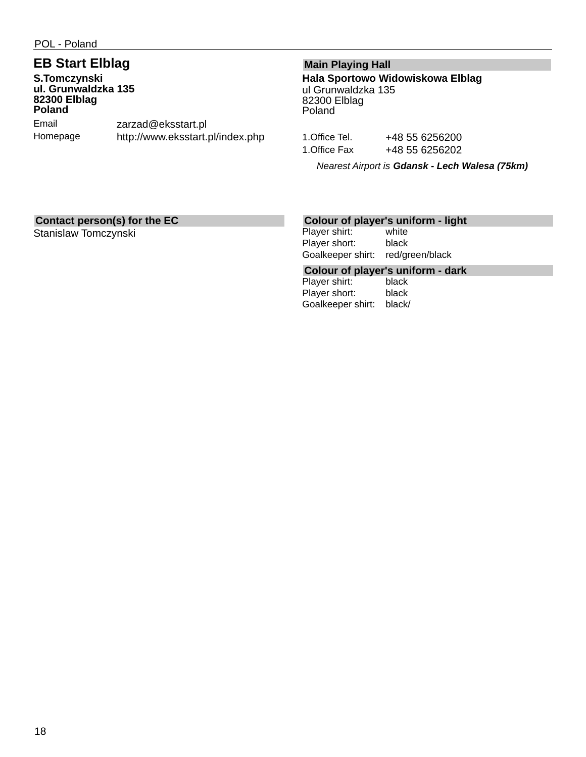POL - Poland

## EB Start Elblag

**S.Tomczynski**
**ul. Grunwaldzka 135**
**82300 Elblag**
**Poland**

| | |
|---|---|
| Email | zarzad@eksstart.pl |
| Homepage | http://www.eksstart.pl/index.php |

### Main Playing Hall

**Hala Sportowo Widowiskowa Elblag**
ul Grunwaldzka 135
82300 Elblag
Poland

| | |
|---|---|
| 1.Office Tel. | +48 55 6256200 |
| 1.Office Fax | +48 55 6256202 |

*Nearest Airport is **Gdansk - Lech Walesa (75km)***

### Contact person(s) for the EC

Stanislaw Tomczynski

### Colour of player's uniform - light

| | |
|---|---|
| Player shirt: | white |
| Player short: | black |
| Goalkeeper shirt: | red/green/black |

### Colour of player's uniform - dark

| | |
|---|---|
| Player shirt: | black |
| Player short: | black |
| Goalkeeper shirt: | black/ |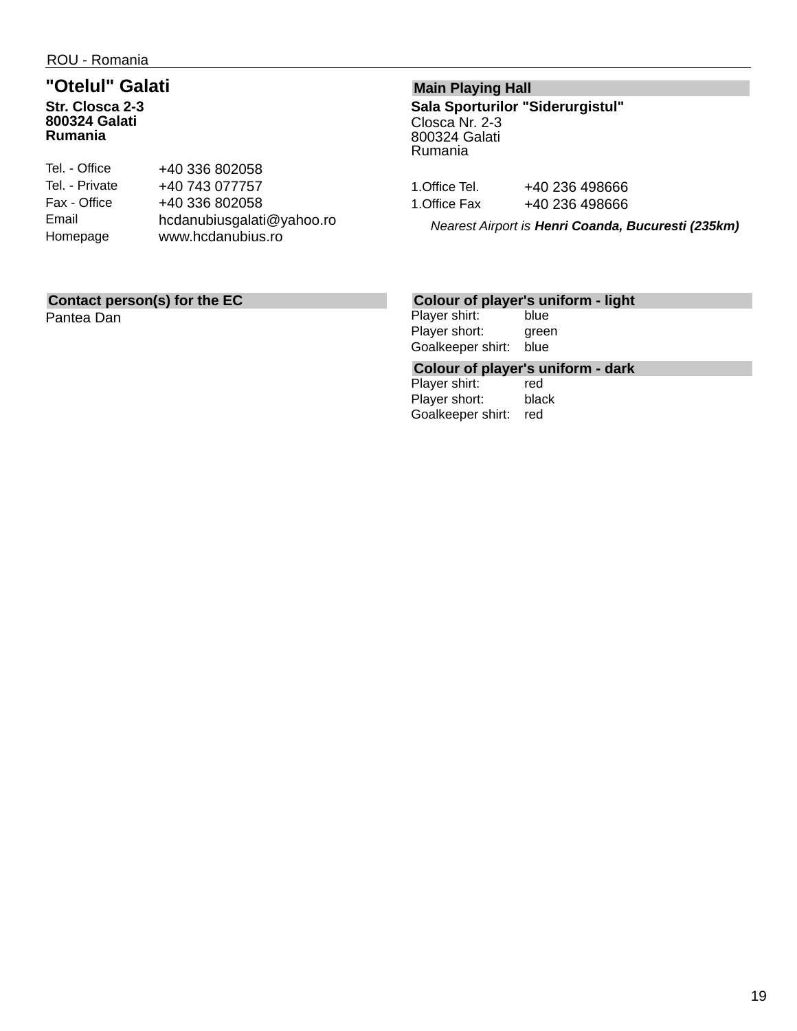ROU - Romania

## "Otelul" Galati

**Str. Closca 2-3**
**800324 Galati**
**Rumania**

| | |
|---|---|
| Tel. - Office | +40 336 802058 |
| Tel. - Private | +40 743 077757 |
| Fax - Office | +40 336 802058 |
| Email | hcdanubiusgalati@yahoo.ro |
| Homepage | www.hcdanubius.ro |

### Main Playing Hall

**Sala Sporturilor "Siderurgistul"**
Closca Nr. 2-3
800324 Galati
Rumania

| | |
|---|---|
| 1.Office Tel. | +40 236 498666 |
| 1.Office Fax | +40 236 498666 |

*Nearest Airport is **Henri Coanda, Bucuresti (235km)***

### Contact person(s) for the EC

Pantea Dan

### Colour of player's uniform - light

| | |
|---|---|
| Player shirt: | blue |
| Player short: | green |
| Goalkeeper shirt: | blue |

### Colour of player's uniform - dark

| | |
|---|---|
| Player shirt: | red |
| Player short: | black |
| Goalkeeper shirt: | red |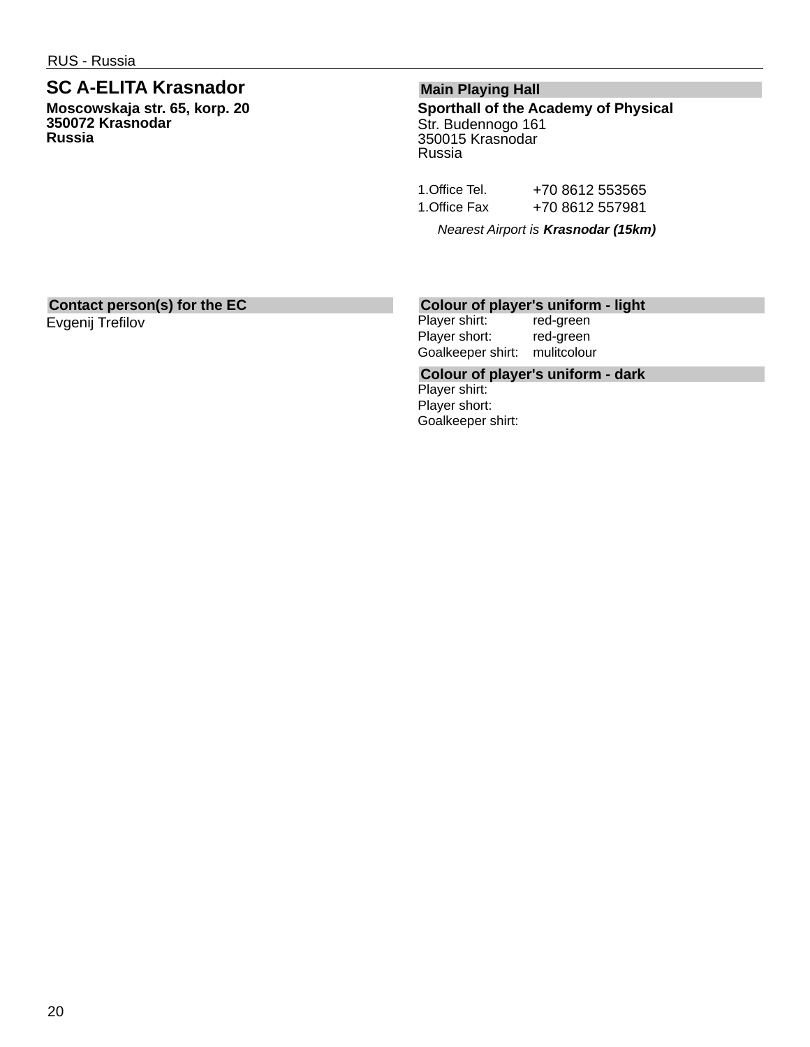RUS - Russia

## SC A-ELITA Krasnador

**Moscowskaja str. 65, korp. 20**
**350072 Krasnodar**
**Russia**

### Main Playing Hall

**Sporthall of the Academy of Physical**
Str. Budennogo 161
350015 Krasnodar
Russia

| | |
|---|---|
| 1.Office Tel. | +70 8612 553565 |
| 1.Office Fax | +70 8612 557981 |

*Nearest Airport is* ***Krasnodar (15km)***

### Contact person(s) for the EC

Evgenij Trefilov

### Colour of player's uniform - light

| | |
|---|---|
| Player shirt: | red-green |
| Player short: | red-green |
| Goalkeeper shirt: | mulitcolour |

### Colour of player's uniform - dark

Player shirt:
Player short:
Goalkeeper shirt: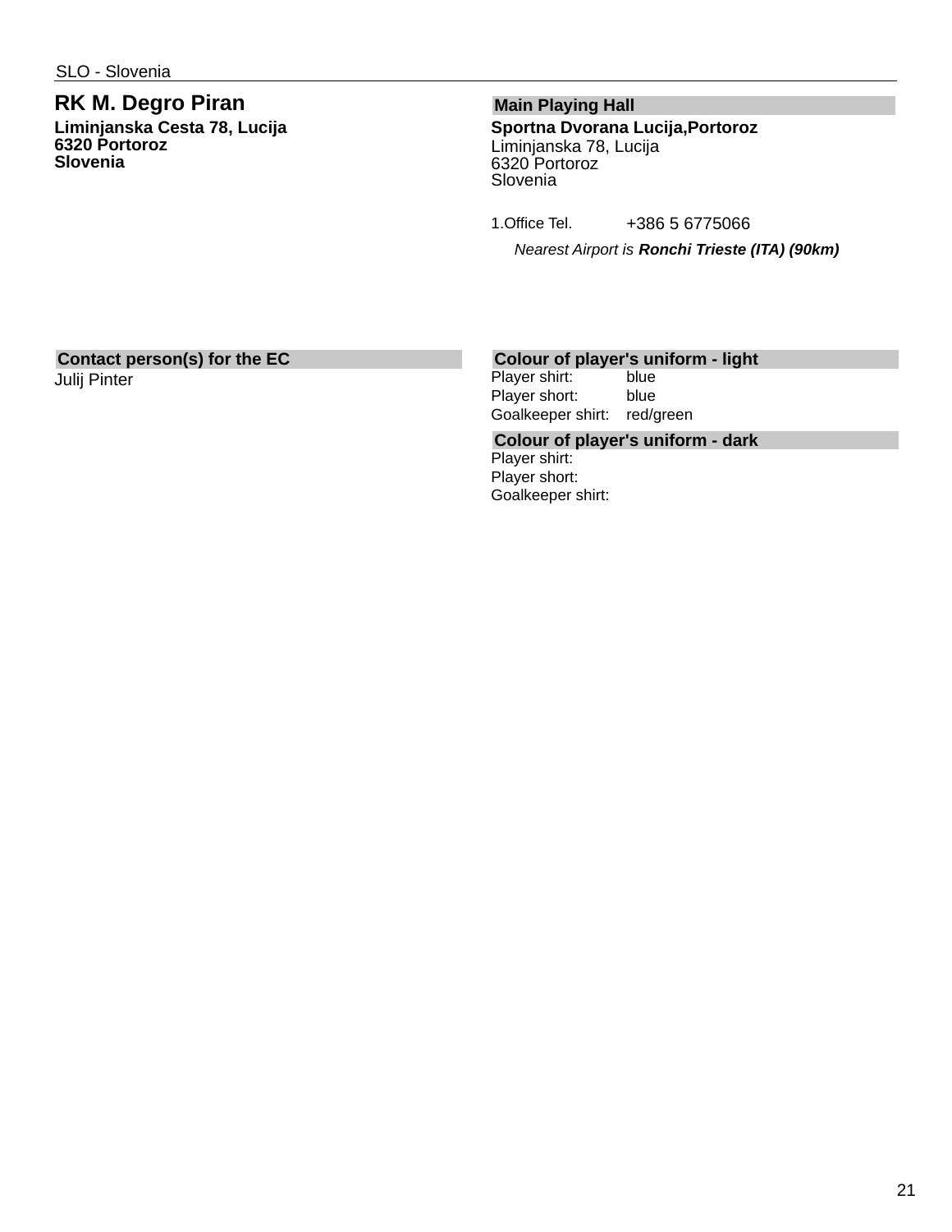SLO - Slovenia

# RK M. Degro Piran

**Liminjanska Cesta 78, Lucija**
**6320 Portoroz**
**Slovenia**

## Main Playing Hall

**Sportna Dvorana Lucija,Portoroz**
Liminjanska 78, Lucija
6320 Portoroz
Slovenia

1.Office Tel. +386 5 6775066

*Nearest Airport is **Ronchi Trieste (ITA) (90km)***

## Contact person(s) for the EC

Julij Pinter

## Colour of player's uniform - light

| | |
|---|---|
| Player shirt: | blue |
| Player short: | blue |
| Goalkeeper shirt: | red/green |

## Colour of player's uniform - dark

| | |
|---|---|
| Player shirt: | |
| Player short: | |
| Goalkeeper shirt: | |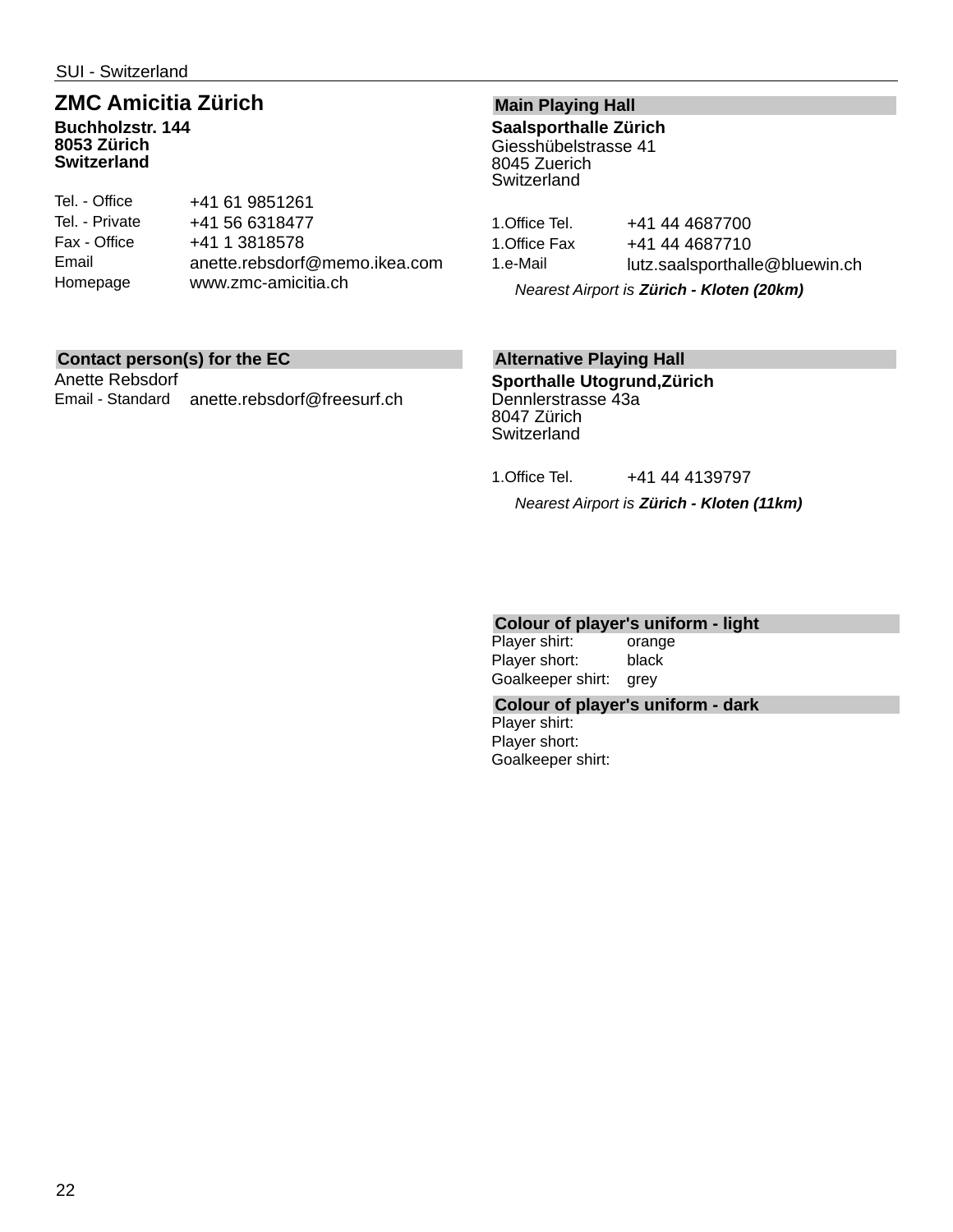SUI - Switzerland

## ZMC Amicitia Zürich

**Buchholzstr. 144**
**8053 Zürich**
**Switzerland**

| | |
|---|---|
| Tel. - Office | +41 61 9851261 |
| Tel. - Private | +41 56 6318477 |
| Fax - Office | +41 1 3818578 |
| Email | anette.rebsdorf@memo.ikea.com |
| Homepage | www.zmc-amicitia.ch |

### Contact person(s) for the EC

Anette Rebsdorf

| | |
|---|---|
| Email - Standard | anette.rebsdorf@freesurf.ch |

### Main Playing Hall

**Saalsporthalle Zürich**
Giesshübelstrasse 41
8045 Zuerich
Switzerland

| | |
|---|---|
| 1.Office Tel. | +41 44 4687700 |
| 1.Office Fax | +41 44 4687710 |
| 1.e-Mail | lutz.saalsporthalle@bluewin.ch |

*Nearest Airport is **Zürich - Kloten (20km)***

### Alternative Playing Hall

**Sporthalle Utogrund,Zürich**
Dennlerstrasse 43a
8047 Zürich
Switzerland

| | |
|---|---|
| 1.Office Tel. | +41 44 4139797 |

*Nearest Airport is **Zürich - Kloten (11km)***

### Colour of player's uniform - light

| | |
|---|---|
| Player shirt: | orange |
| Player short: | black |
| Goalkeeper shirt: | grey |

### Colour of player's uniform - dark

| | |
|---|---|
| Player shirt: | |
| Player short: | |
| Goalkeeper shirt: | |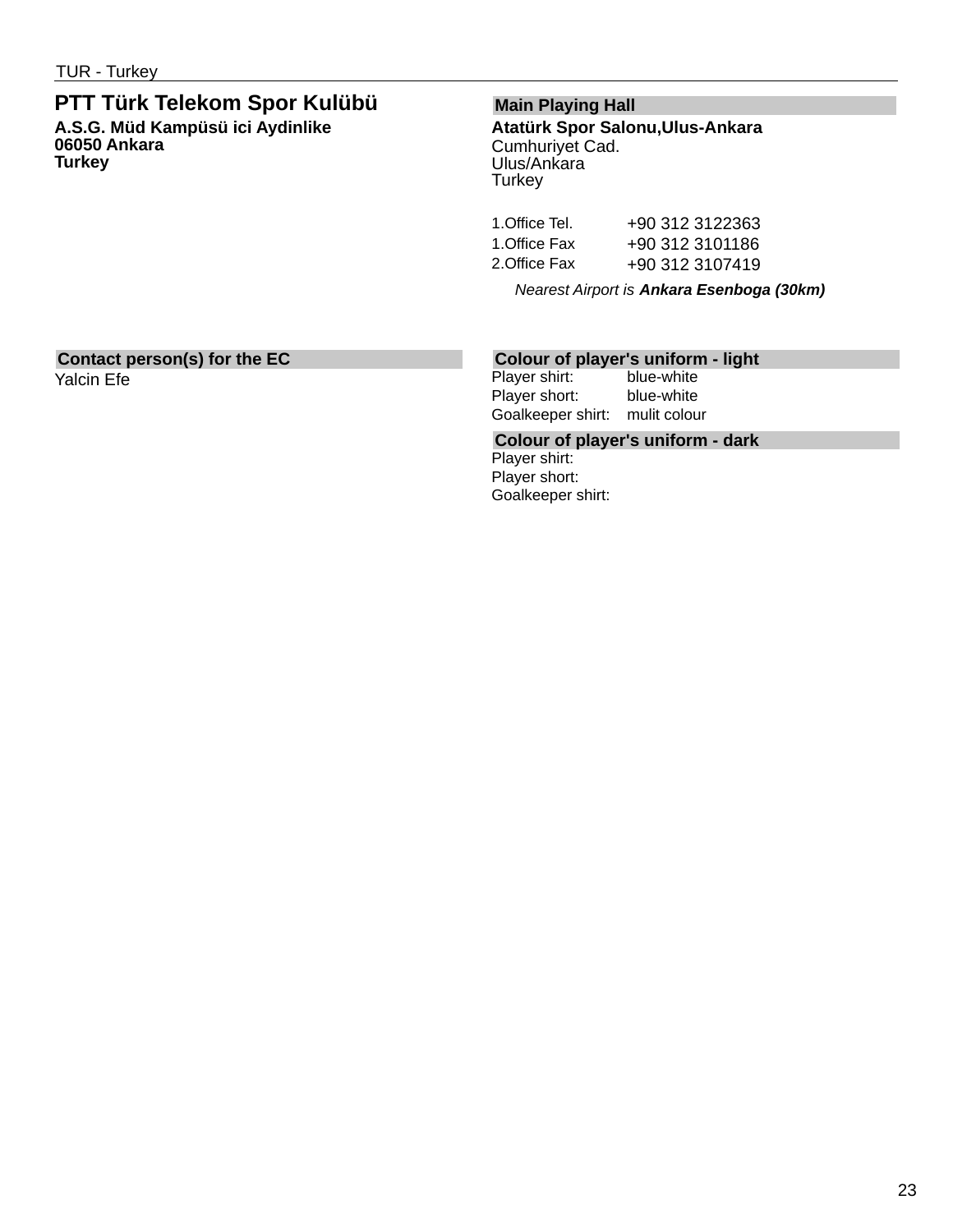TUR - Turkey

## PTT Türk Telekom Spor Kulübü

**A.S.G. Müd Kampüsü ici Aydinlike**
**06050 Ankara**
**Turkey**

### Main Playing Hall

**Atatürk Spor Salonu,Ulus-Ankara**
Cumhuriyet Cad.
Ulus/Ankara
Turkey

| | |
|---|---|
| 1.Office Tel. | +90 312 3122363 |
| 1.Office Fax | +90 312 3101186 |
| 2.Office Fax | +90 312 3107419 |

*Nearest Airport is **Ankara Esenboga (30km)***

### Contact person(s) for the EC

Yalcin Efe

### Colour of player's uniform - light

| | |
|---|---|
| Player shirt: | blue-white |
| Player short: | blue-white |
| Goalkeeper shirt: | mulit colour |

### Colour of player's uniform - dark

Player shirt:
Player short:
Goalkeeper shirt: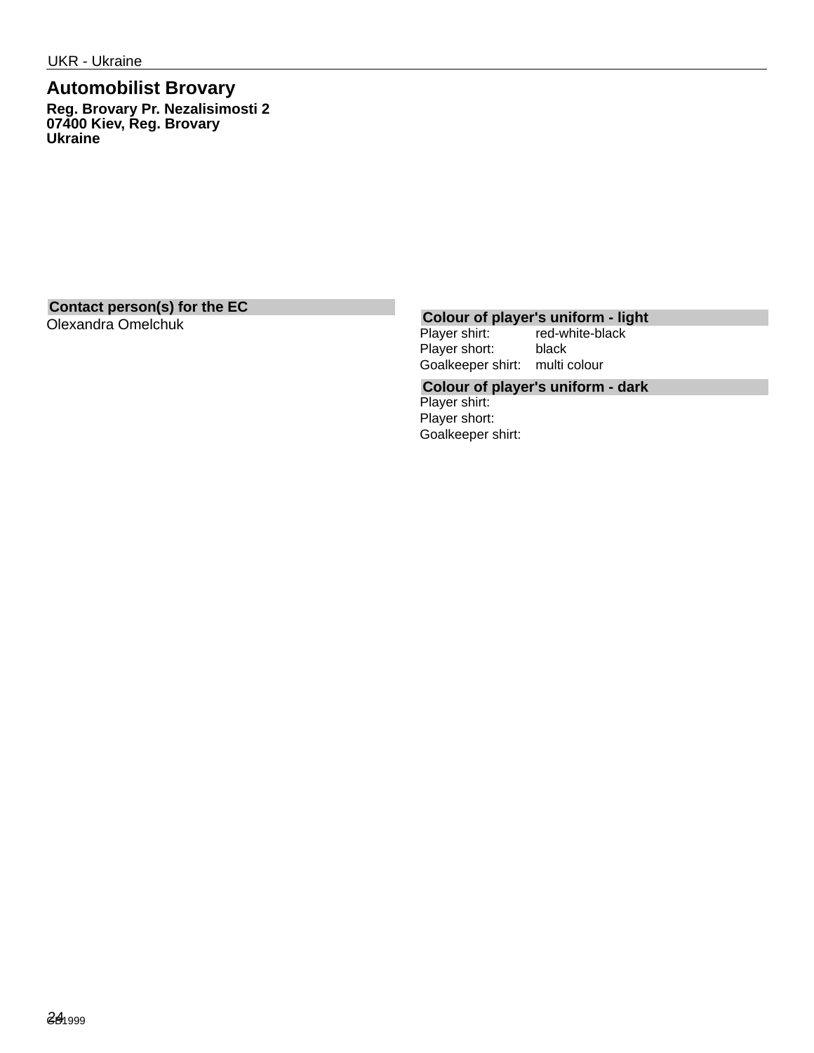UKR - Ukraine

## Automobilist Brovary

**Reg. Brovary Pr. Nezalisimosti 2**
**07400 Kiev, Reg. Brovary**
**Ukraine**

**Contact person(s) for the EC**

Olexandra Omelchuk

**Colour of player's uniform - light**

| | |
|---|---|
| Player shirt: | red-white-black |
| Player short: | black |
| Goalkeeper shirt: | multi colour |

**Colour of player's uniform - dark**

| | |
|---|---|
| Player shirt: | |
| Player short: | |
| Goalkeeper shirt: | |

CB1999